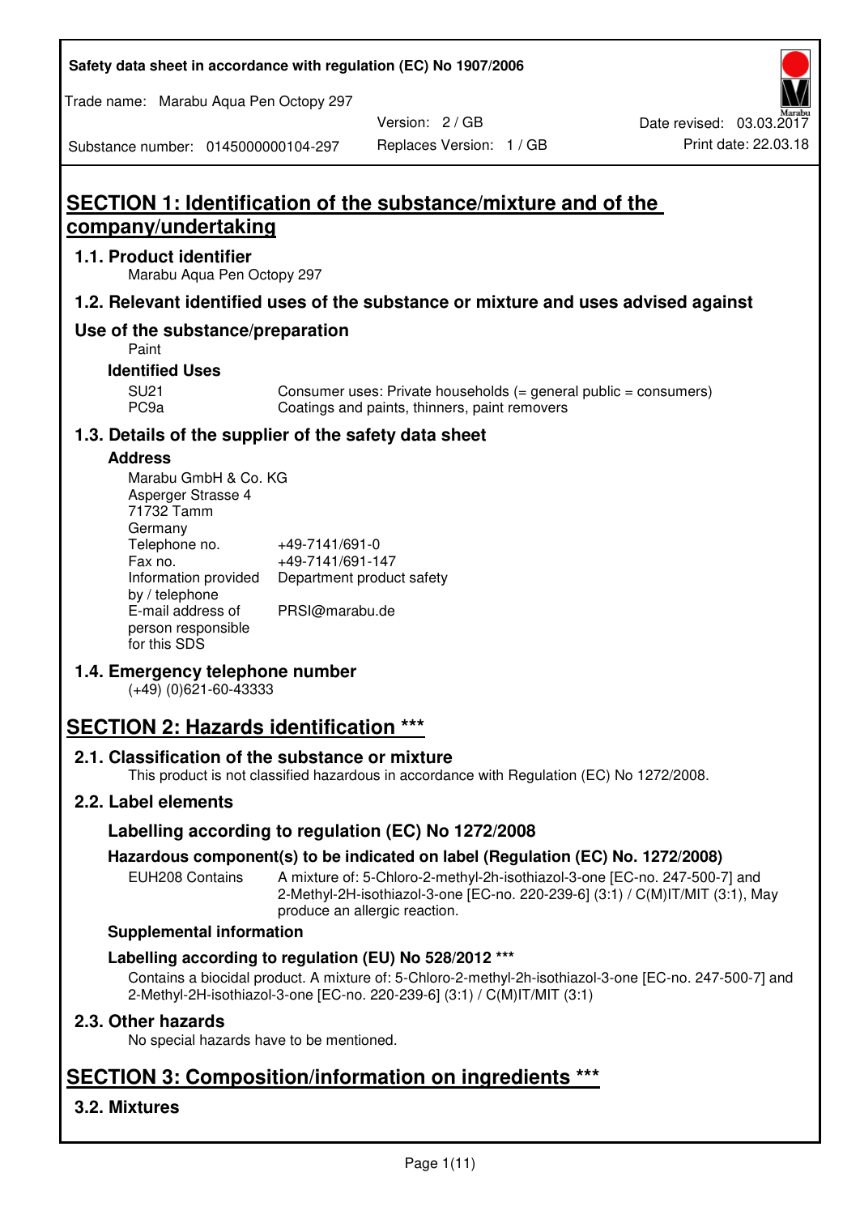Safety data sheet in accordance with regulation (EC) No 1907/2006

Trade name: Marabu Aqua Pen Octopy 297

Version: 2 / GB
Date revised: 03.03.2017

Substance number: 0145000000104-297
Replaces Version: 1 / GB
Print date: 22.03.18

# SECTION 1: Identification of the substance/mixture and of the company/undertaking

## 1.1. Product identifier

Marabu Aqua Pen Octopy 297

## 1.2. Relevant identified uses of the substance or mixture and uses advised against

## Use of the substance/preparation

Paint

### Identified Uses

| | |
|---|---|
| SU21 | Consumer uses: Private households (= general public = consumers) |
| PC9a | Coatings and paints, thinners, paint removers |

## 1.3. Details of the supplier of the safety data sheet

### Address

Marabu GmbH & Co. KG
Asperger Strasse 4
71732 Tamm
Germany

| | |
|---|---|
| Telephone no. | +49-7141/691-0 |
| Fax no. | +49-7141/691-147 |
| Information provided by / telephone | Department product safety |
| E-mail address of person responsible for this SDS | PRSI@marabu.de |

## 1.4. Emergency telephone number

(+49) (0)621-60-43333

# SECTION 2: Hazards identification ***

## 2.1. Classification of the substance or mixture

This product is not classified hazardous in accordance with Regulation (EC) No 1272/2008.

## 2.2. Label elements

### Labelling according to regulation (EC) No 1272/2008

### Hazardous component(s) to be indicated on label (Regulation (EC) No. 1272/2008)

| | |
|---|---|
| EUH208 Contains | A mixture of: 5-Chloro-2-methyl-2h-isothiazol-3-one [EC-no. 247-500-7] and 2-Methyl-2H-isothiazol-3-one [EC-no. 220-239-6] (3:1) / C(M)IT/MIT (3:1), May produce an allergic reaction. |

### Supplemental information

### Labelling according to regulation (EU) No 528/2012 ***

Contains a biocidal product. A mixture of: 5-Chloro-2-methyl-2h-isothiazol-3-one [EC-no. 247-500-7] and 2-Methyl-2H-isothiazol-3-one [EC-no. 220-239-6] (3:1) / C(M)IT/MIT (3:1)

## 2.3. Other hazards

No special hazards have to be mentioned.

# SECTION 3: Composition/information on ingredients ***

## 3.2. Mixtures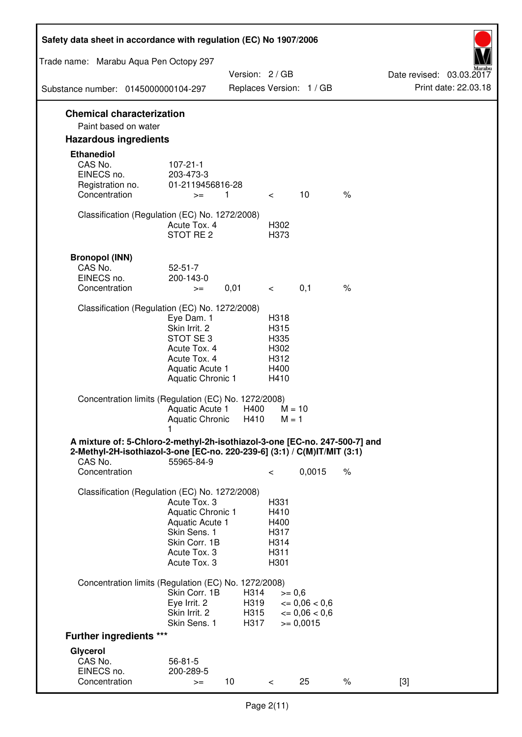## Chemical characterization

Paint based on water

## Hazardous ingredients

### Ethanediol

| | | | | | |
|---|---|---|---|---|---|
| CAS No. | 107-21-1 | | | | |
| EINECS no. | 203-473-3 | | | | |
| Registration no. | 01-2119456816-28 | | | | |
| Concentration | >= | 1 | < | 10 | % |

Classification (Regulation (EC) No. 1272/2008)

| | |
|---|---|
| Acute Tox. 4 | H302 |
| STOT RE 2 | H373 |

### Bronopol (INN)

| | | | | | |
|---|---|---|---|---|---|
| CAS No. | 52-51-7 | | | | |
| EINECS no. | 200-143-0 | | | | |
| Concentration | >= | 0,01 | < | 0,1 | % |

Classification (Regulation (EC) No. 1272/2008)

| | |
|---|---|
| Eye Dam. 1 | H318 |
| Skin Irrit. 2 | H315 |
| STOT SE 3 | H335 |
| Acute Tox. 4 | H302 |
| Acute Tox. 4 | H312 |
| Aquatic Acute 1 | H400 |
| Aquatic Chronic 1 | H410 |

Concentration limits (Regulation (EC) No. 1272/2008)

| | | |
|---|---|---|
| Aquatic Acute 1 | H400 | M = 10 |
| Aquatic Chronic 1 | H410 | M = 1 |

### A mixture of: 5-Chloro-2-methyl-2h-isothiazol-3-one [EC-no. 247-500-7] and 2-Methyl-2H-isothiazol-3-one [EC-no. 220-239-6] (3:1) / C(M)IT/MIT (3:1)

| | | | |
|---|---|---|---|
| CAS No. | 55965-84-9 | | |
| Concentration | < | 0,0015 | % |

Classification (Regulation (EC) No. 1272/2008)

| | |
|---|---|
| Acute Tox. 3 | H331 |
| Aquatic Chronic 1 | H410 |
| Aquatic Acute 1 | H400 |
| Skin Sens. 1 | H317 |
| Skin Corr. 1B | H314 |
| Acute Tox. 3 | H311 |
| Acute Tox. 3 | H301 |

Concentration limits (Regulation (EC) No. 1272/2008)

| | | |
|---|---|---|
| Skin Corr. 1B | H314 | >= 0,6 |
| Eye Irrit. 2 | H319 | <= 0,06 < 0,6 |
| Skin Irrit. 2 | H315 | <= 0,06 < 0,6 |
| Skin Sens. 1 | H317 | >= 0,0015 |

## Further ingredients ***

### Glycerol

| | | | | | | |
|---|---|---|---|---|---|---|
| CAS No. | 56-81-5 | | | | | |
| EINECS no. | 200-289-5 | | | | | |
| Concentration | >= | 10 | < | 25 | % | [3] |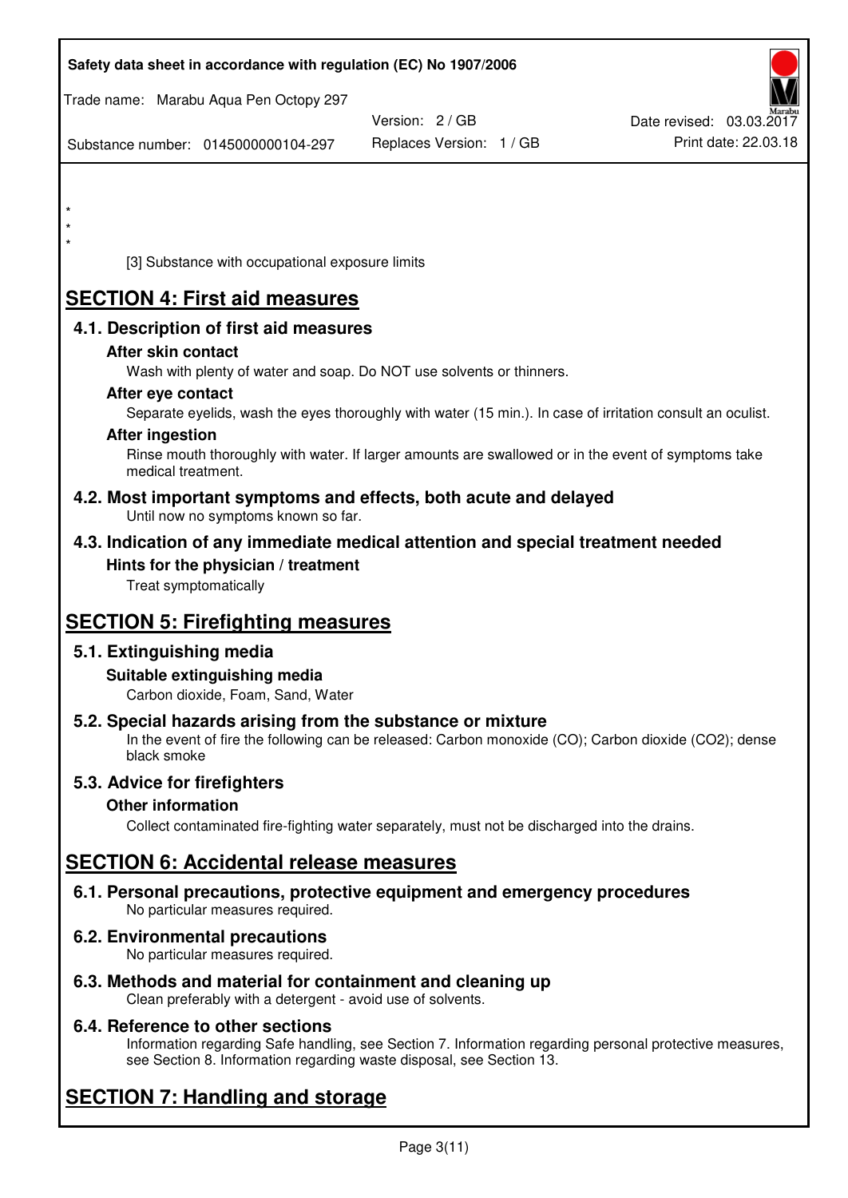\*
\*
\*

[3] Substance with occupational exposure limits

# SECTION 4: First aid measures

## 4.1. Description of first aid measures

### After skin contact

Wash with plenty of water and soap. Do NOT use solvents or thinners.

### After eye contact

Separate eyelids, wash the eyes thoroughly with water (15 min.). In case of irritation consult an oculist.

### After ingestion

Rinse mouth thoroughly with water. If larger amounts are swallowed or in the event of symptoms take medical treatment.

## 4.2. Most important symptoms and effects, both acute and delayed

Until now no symptoms known so far.

## 4.3. Indication of any immediate medical attention and special treatment needed

### Hints for the physician / treatment

Treat symptomatically

# SECTION 5: Firefighting measures

## 5.1. Extinguishing media

### Suitable extinguishing media

Carbon dioxide, Foam, Sand, Water

## 5.2. Special hazards arising from the substance or mixture

In the event of fire the following can be released: Carbon monoxide (CO); Carbon dioxide (CO2); dense black smoke

## 5.3. Advice for firefighters

### Other information

Collect contaminated fire-fighting water separately, must not be discharged into the drains.

# SECTION 6: Accidental release measures

## 6.1. Personal precautions, protective equipment and emergency procedures

No particular measures required.

## 6.2. Environmental precautions

No particular measures required.

## 6.3. Methods and material for containment and cleaning up

Clean preferably with a detergent - avoid use of solvents.

## 6.4. Reference to other sections

Information regarding Safe handling, see Section 7. Information regarding personal protective measures, see Section 8. Information regarding waste disposal, see Section 13.

# SECTION 7: Handling and storage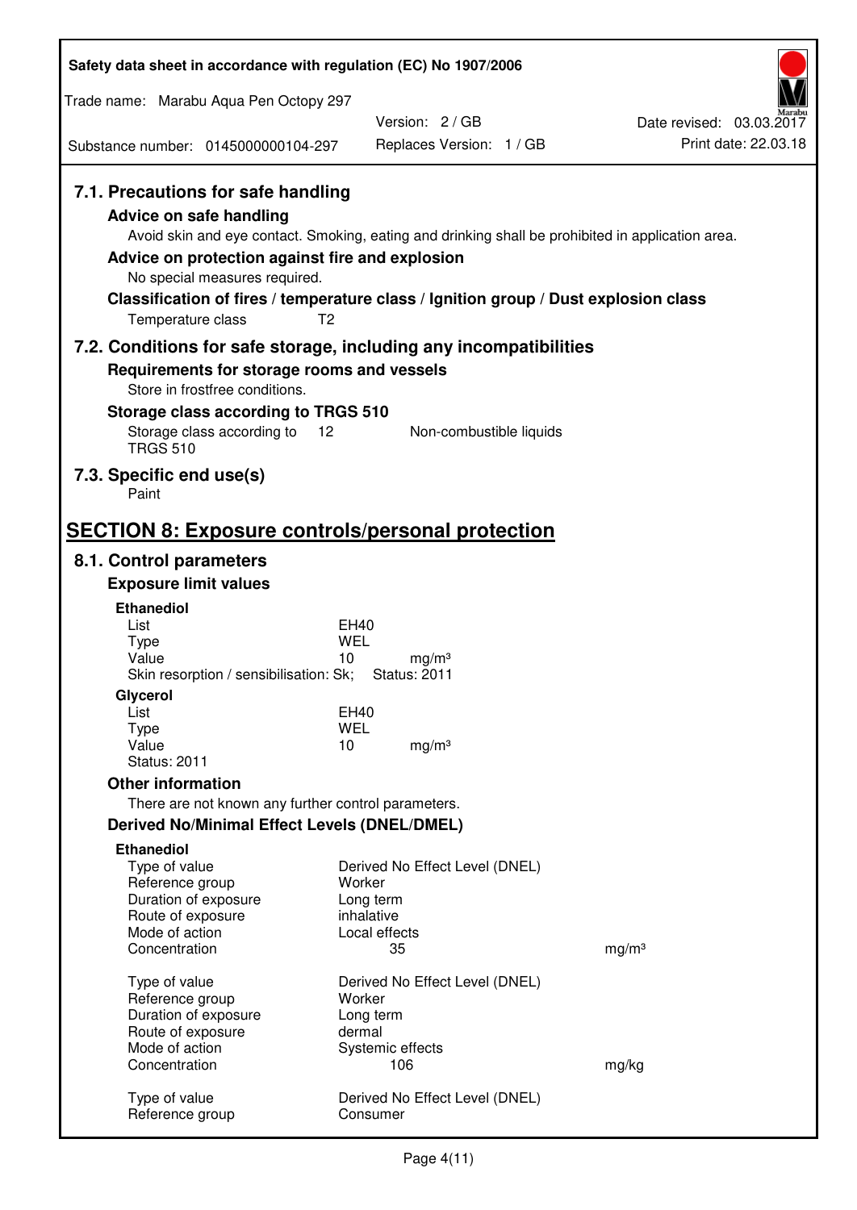### 7.1. Precautions for safe handling

**Advice on safe handling**

Avoid skin and eye contact. Smoking, eating and drinking shall be prohibited in application area.

**Advice on protection against fire and explosion**

No special measures required.

**Classification of fires / temperature class / Ignition group / Dust explosion class**

Temperature class T2

### 7.2. Conditions for safe storage, including any incompatibilities

**Requirements for storage rooms and vessels**

Store in frostfree conditions.

**Storage class according to TRGS 510**

| | | |
|---|---|---|
| Storage class according to TRGS 510 | 12 | Non-combustible liquids |

### 7.3. Specific end use(s)

Paint

## SECTION 8: Exposure controls/personal protection

### 8.1. Control parameters

**Exposure limit values**

**Ethanediol**

| | | |
|---|---|---|
| List | EH40 | |
| Type | WEL | |
| Value | 10 | mg/m³ |

Skin resorption / sensibilisation: Sk; Status: 2011

**Glycerol**

| | | |
|---|---|---|
| List | EH40 | |
| Type | WEL | |
| Value | 10 | mg/m³ |

Status: 2011

**Other information**

There are not known any further control parameters.

**Derived No/Minimal Effect Levels (DNEL/DMEL)**

**Ethanediol**

| | | |
|---|---|---|
| Type of value | Derived No Effect Level (DNEL) | |
| Reference group | Worker | |
| Duration of exposure | Long term | |
| Route of exposure | inhalative | |
| Mode of action | Local effects | |
| Concentration | 35 | mg/m³ |

| | | |
|---|---|---|
| Type of value | Derived No Effect Level (DNEL) | |
| Reference group | Worker | |
| Duration of exposure | Long term | |
| Route of exposure | dermal | |
| Mode of action | Systemic effects | |
| Concentration | 106 | mg/kg |

| | |
|---|---|
| Type of value | Derived No Effect Level (DNEL) |
| Reference group | Consumer |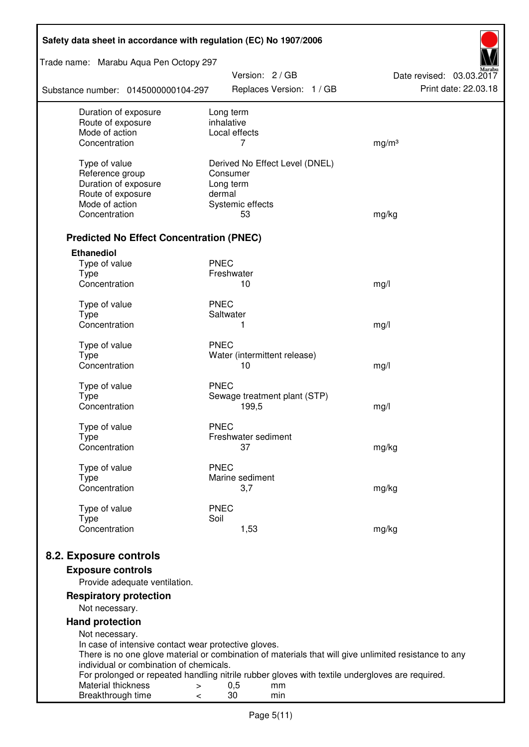| | | |
|---|---|---|
| Duration of exposure | Long term | |
| Route of exposure | inhalative | |
| Mode of action | Local effects | |
| Concentration | 7 | mg/m³ |
| | | |
| Type of value | Derived No Effect Level (DNEL) | |
| Reference group | Consumer | |
| Duration of exposure | Long term | |
| Route of exposure | dermal | |
| Mode of action | Systemic effects | |
| Concentration | 53 | mg/kg |

### Predicted No Effect Concentration (PNEC)

**Ethanediol**

| | | |
|---|---|---|
| Type of value | PNEC | |
| Type | Freshwater | |
| Concentration | 10 | mg/l |
| | | |
| Type of value | PNEC | |
| Type | Saltwater | |
| Concentration | 1 | mg/l |
| | | |
| Type of value | PNEC | |
| Type | Water (intermittent release) | |
| Concentration | 10 | mg/l |
| | | |
| Type of value | PNEC | |
| Type | Sewage treatment plant (STP) | |
| Concentration | 199,5 | mg/l |
| | | |
| Type of value | PNEC | |
| Type | Freshwater sediment | |
| Concentration | 37 | mg/kg |
| | | |
| Type of value | PNEC | |
| Type | Marine sediment | |
| Concentration | 3,7 | mg/kg |
| | | |
| Type of value | PNEC | |
| Type | Soil | |
| Concentration | 1,53 | mg/kg |

## 8.2. Exposure controls

### Exposure controls

Provide adequate ventilation.

### Respiratory protection

Not necessary.

### Hand protection

Not necessary.
In case of intensive contact wear protective gloves.
There is no one glove material or combination of materials that will give unlimited resistance to any individual or combination of chemicals.
For prolonged or repeated handling nitrile rubber gloves with textile undergloves are required.

| | | | |
|---|---|---|---|
| Material thickness | > | 0,5 | mm |
| Breakthrough time | < | 30 | min |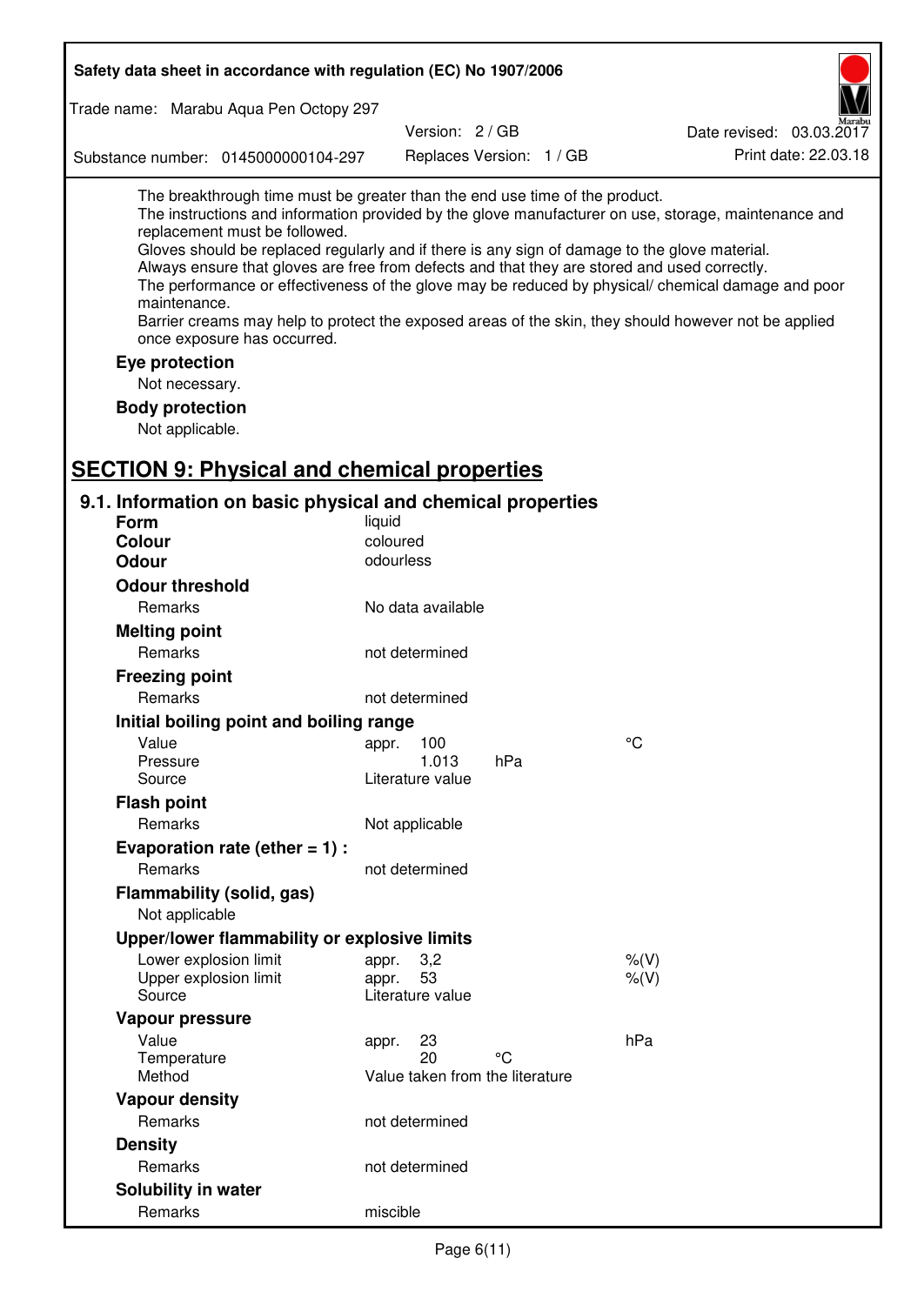The breakthrough time must be greater than the end use time of the product.
The instructions and information provided by the glove manufacturer on use, storage, maintenance and replacement must be followed.
Gloves should be replaced regularly and if there is any sign of damage to the glove material.
Always ensure that gloves are free from defects and that they are stored and used correctly.
The performance or effectiveness of the glove may be reduced by physical/ chemical damage and poor maintenance.
Barrier creams may help to protect the exposed areas of the skin, they should however not be applied once exposure has occurred.

**Eye protection**

Not necessary.

**Body protection**

Not applicable.

# SECTION 9: Physical and chemical properties

## 9.1. Information on basic physical and chemical properties

| | | | |
|---|---|---|---|
| **Form** | liquid | | |
| **Colour** | coloured | | |
| **Odour** | odourless | | |
| **Odour threshold** | | | |
| Remarks | No data available | | |
| **Melting point** | | | |
| Remarks | not determined | | |
| **Freezing point** | | | |
| Remarks | not determined | | |
| **Initial boiling point and boiling range** | | | |
| Value | appr. 100 | | °C |
| Pressure | 1.013 | hPa | |
| Source | Literature value | | |
| **Flash point** | | | |
| Remarks | Not applicable | | |
| **Evaporation rate (ether = 1) :** | | | |
| Remarks | not determined | | |
| **Flammability (solid, gas)** | | | |
| Not applicable | | | |
| **Upper/lower flammability or explosive limits** | | | |
| Lower explosion limit | appr. 3,2 | | %(V) |
| Upper explosion limit | appr. 53 | | %(V) |
| Source | Literature value | | |
| **Vapour pressure** | | | |
| Value | appr. 23 | | hPa |
| Temperature | 20 | °C | |
| Method | Value taken from the literature | | |
| **Vapour density** | | | |
| Remarks | not determined | | |
| **Density** | | | |
| Remarks | not determined | | |
| **Solubility in water** | | | |
| Remarks | miscible | | |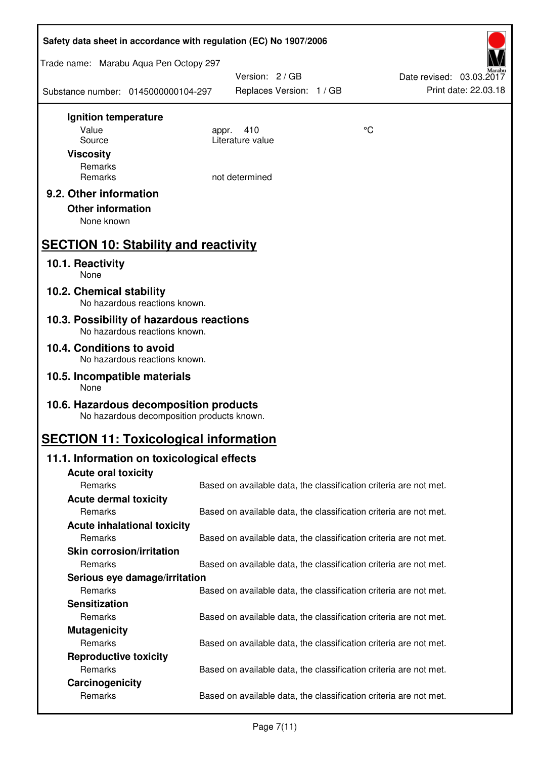**Ignition temperature**

| | | |
|---|---|---|
| Value | appr. 410 | °C |
| Source | Literature value | |

**Viscosity**

| | |
|---|---|
| Remarks | |
| Remarks | not determined |

### 9.2. Other information

**Other information**

None known

## SECTION 10: Stability and reactivity

### 10.1. Reactivity

None

### 10.2. Chemical stability

No hazardous reactions known.

### 10.3. Possibility of hazardous reactions

No hazardous reactions known.

### 10.4. Conditions to avoid

No hazardous reactions known.

### 10.5. Incompatible materials

None

### 10.6. Hazardous decomposition products

No hazardous decomposition products known.

## SECTION 11: Toxicological information

### 11.1. Information on toxicological effects

**Acute oral toxicity**

Remarks: Based on available data, the classification criteria are not met.

**Acute dermal toxicity**

Remarks: Based on available data, the classification criteria are not met.

**Acute inhalational toxicity**

Remarks: Based on available data, the classification criteria are not met.

**Skin corrosion/irritation**

Remarks: Based on available data, the classification criteria are not met.

**Serious eye damage/irritation**

Remarks: Based on available data, the classification criteria are not met.

**Sensitization**

Remarks: Based on available data, the classification criteria are not met.

**Mutagenicity**

Remarks: Based on available data, the classification criteria are not met.

**Reproductive toxicity**

Remarks: Based on available data, the classification criteria are not met.

**Carcinogenicity**

Remarks: Based on available data, the classification criteria are not met.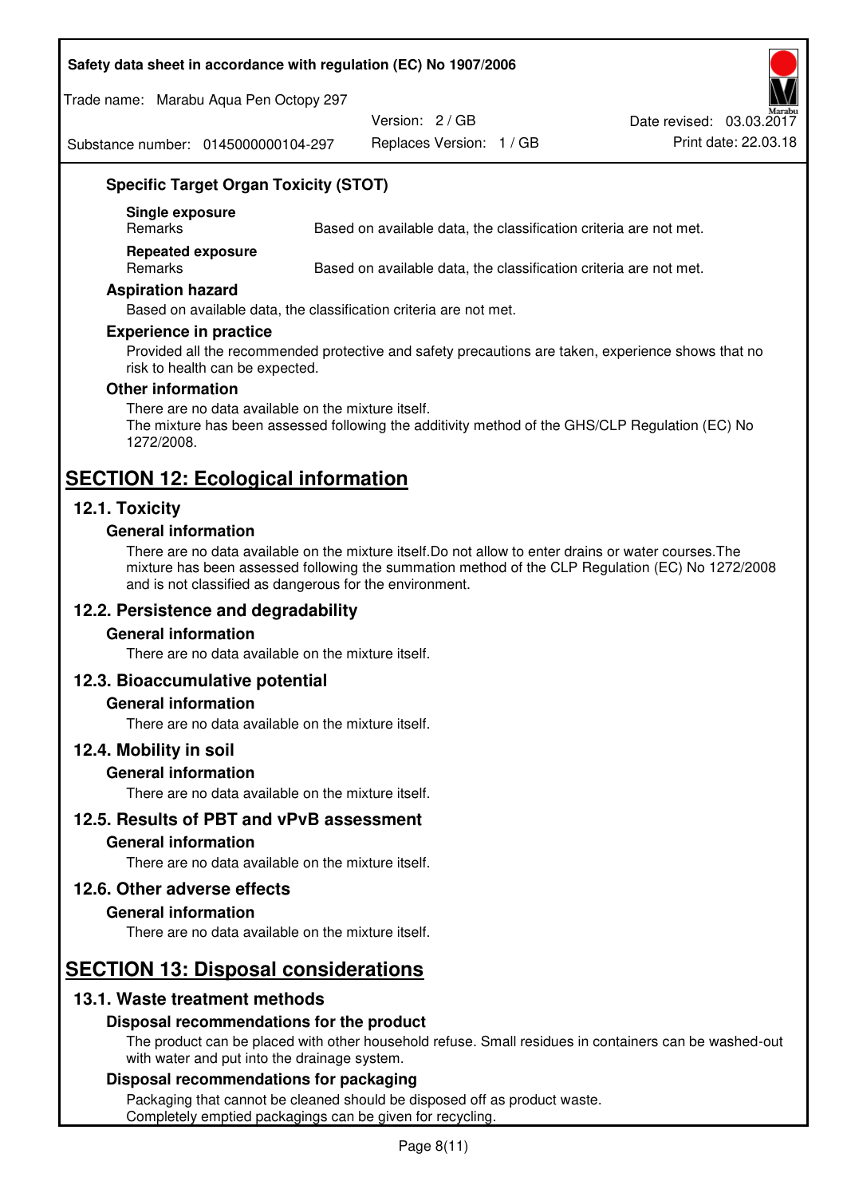### Specific Target Organ Toxicity (STOT)

**Single exposure**

| Remarks | Based on available data, the classification criteria are not met. |
|---|---|

**Repeated exposure**

| Remarks | Based on available data, the classification criteria are not met. |
|---|---|

### Aspiration hazard

Based on available data, the classification criteria are not met.

### Experience in practice

Provided all the recommended protective and safety precautions are taken, experience shows that no risk to health can be expected.

### Other information

There are no data available on the mixture itself.
The mixture has been assessed following the additivity method of the GHS/CLP Regulation (EC) No 1272/2008.

# SECTION 12: Ecological information

## 12.1. Toxicity

### General information

There are no data available on the mixture itself.Do not allow to enter drains or water courses.The mixture has been assessed following the summation method of the CLP Regulation (EC) No 1272/2008 and is not classified as dangerous for the environment.

## 12.2. Persistence and degradability

### General information

There are no data available on the mixture itself.

## 12.3. Bioaccumulative potential

### General information

There are no data available on the mixture itself.

## 12.4. Mobility in soil

### General information

There are no data available on the mixture itself.

## 12.5. Results of PBT and vPvB assessment

### General information

There are no data available on the mixture itself.

## 12.6. Other adverse effects

### General information

There are no data available on the mixture itself.

# SECTION 13: Disposal considerations

## 13.1. Waste treatment methods

### Disposal recommendations for the product

The product can be placed with other household refuse. Small residues in containers can be washed-out with water and put into the drainage system.

### Disposal recommendations for packaging

Packaging that cannot be cleaned should be disposed off as product waste.
Completely emptied packagings can be given for recycling.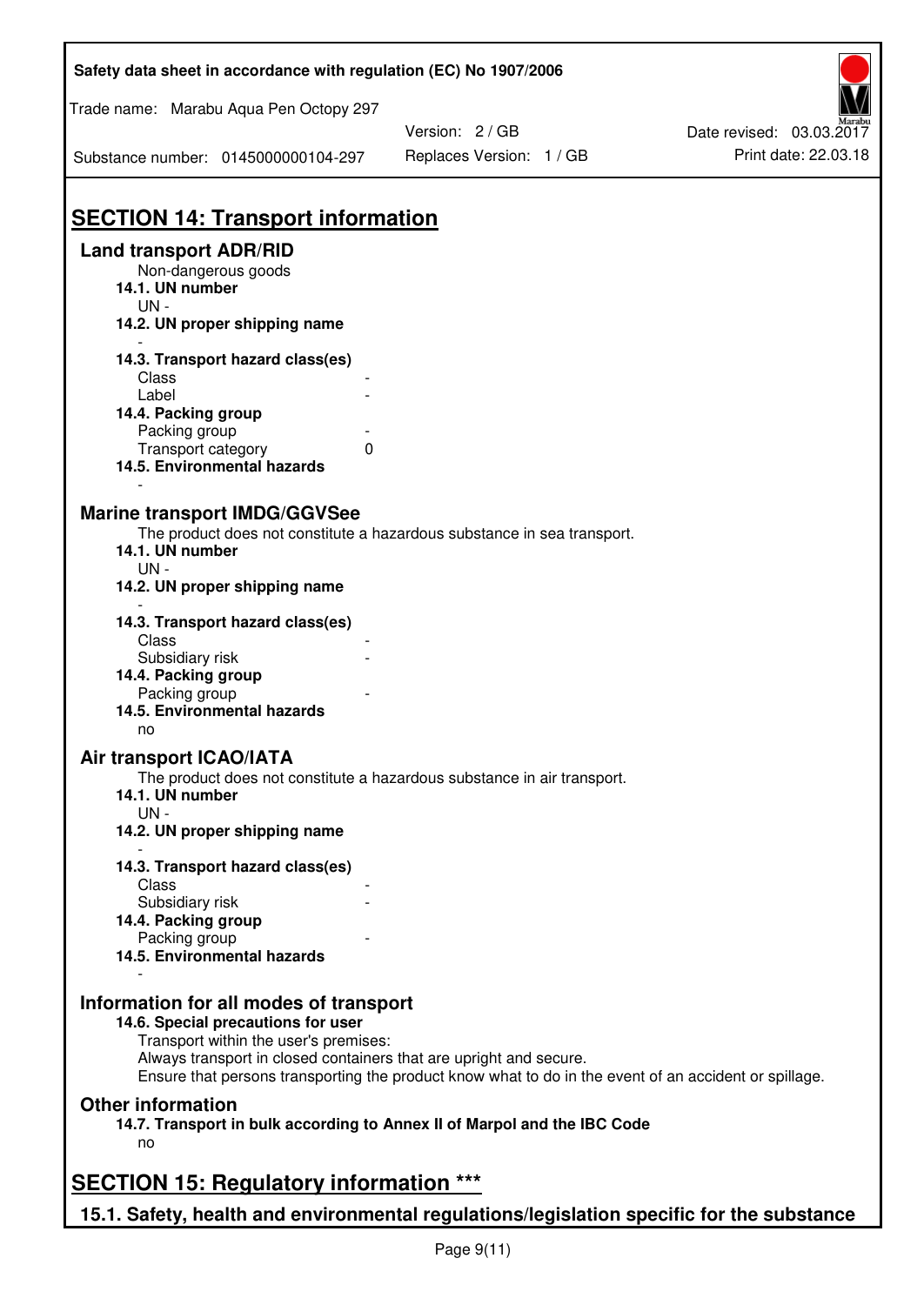## SECTION 14: Transport information

### Land transport ADR/RID

Non-dangerous goods

**14.1. UN number**

UN -

**14.2. UN proper shipping name**

-

**14.3. Transport hazard class(es)**

| | |
|---|---|
| Class | - |
| Label | - |

**14.4. Packing group**

| | |
|---|---|
| Packing group | - |
| Transport category | 0 |

**14.5. Environmental hazards**

-

### Marine transport IMDG/GGVSee

The product does not constitute a hazardous substance in sea transport.

**14.1. UN number**

UN -

**14.2. UN proper shipping name**

-

**14.3. Transport hazard class(es)**

| | |
|---|---|
| Class | - |
| Subsidiary risk | - |

**14.4. Packing group**

| | |
|---|---|
| Packing group | - |

**14.5. Environmental hazards**

no

### Air transport ICAO/IATA

The product does not constitute a hazardous substance in air transport.

**14.1. UN number**

UN -

**14.2. UN proper shipping name**

-

**14.3. Transport hazard class(es)**

| | |
|---|---|
| Class | - |
| Subsidiary risk | - |

**14.4. Packing group**

| | |
|---|---|
| Packing group | - |

**14.5. Environmental hazards**

-

### Information for all modes of transport

**14.6. Special precautions for user**

Transport within the user's premises:
Always transport in closed containers that are upright and secure.
Ensure that persons transporting the product know what to do in the event of an accident or spillage.

### Other information

**14.7. Transport in bulk according to Annex II of Marpol and the IBC Code**

no

## SECTION 15: Regulatory information ***

### 15.1. Safety, health and environmental regulations/legislation specific for the substance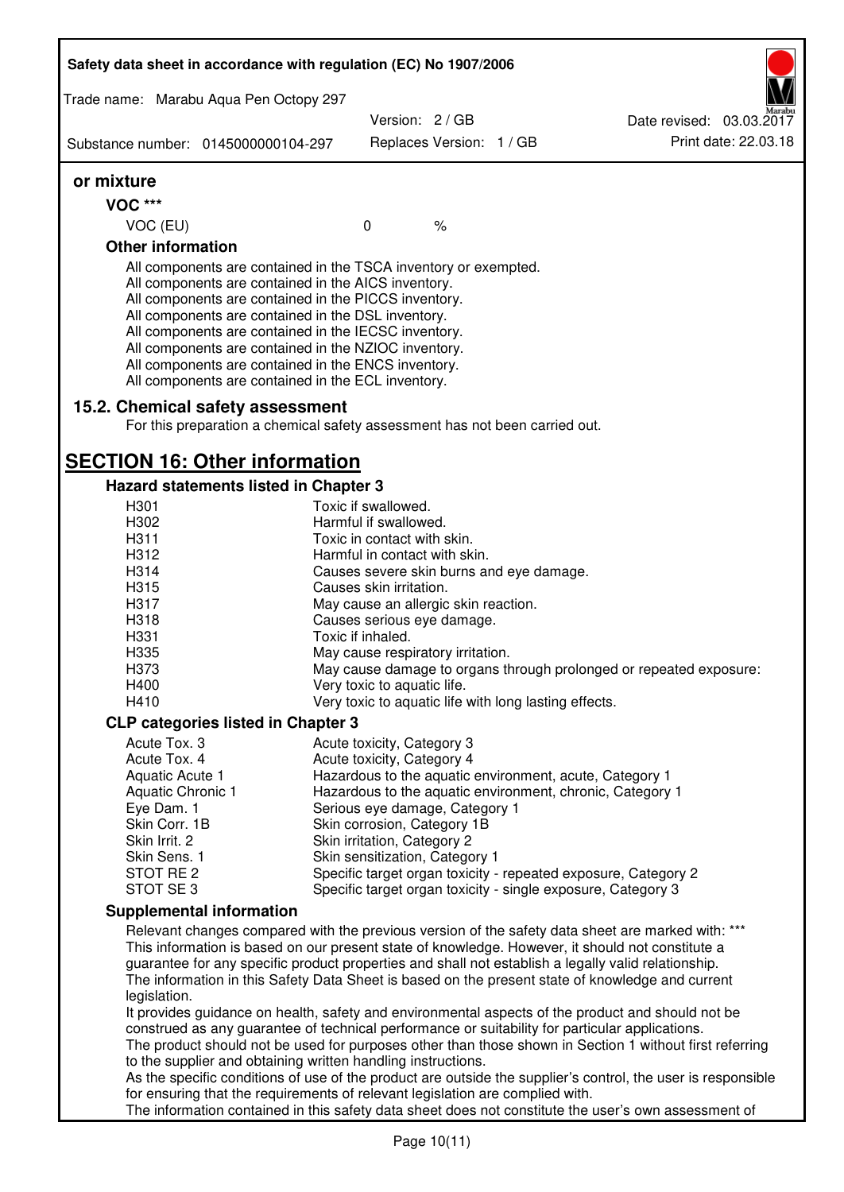## or mixture

### VOC ***

| | | |
|---|---|---|
| VOC (EU) | 0 | % |

### Other information

All components are contained in the TSCA inventory or exempted.
All components are contained in the AICS inventory.
All components are contained in the PICCS inventory.
All components are contained in the DSL inventory.
All components are contained in the IECSC inventory.
All components are contained in the NZIOC inventory.
All components are contained in the ENCS inventory.
All components are contained in the ECL inventory.

## 15.2. Chemical safety assessment

For this preparation a chemical safety assessment has not been carried out.

# SECTION 16: Other information

### Hazard statements listed in Chapter 3

| | |
|---|---|
| H301 | Toxic if swallowed. |
| H302 | Harmful if swallowed. |
| H311 | Toxic in contact with skin. |
| H312 | Harmful in contact with skin. |
| H314 | Causes severe skin burns and eye damage. |
| H315 | Causes skin irritation. |
| H317 | May cause an allergic skin reaction. |
| H318 | Causes serious eye damage. |
| H331 | Toxic if inhaled. |
| H335 | May cause respiratory irritation. |
| H373 | May cause damage to organs through prolonged or repeated exposure: |
| H400 | Very toxic to aquatic life. |
| H410 | Very toxic to aquatic life with long lasting effects. |

### CLP categories listed in Chapter 3

| | |
|---|---|
| Acute Tox. 3 | Acute toxicity, Category 3 |
| Acute Tox. 4 | Acute toxicity, Category 4 |
| Aquatic Acute 1 | Hazardous to the aquatic environment, acute, Category 1 |
| Aquatic Chronic 1 | Hazardous to the aquatic environment, chronic, Category 1 |
| Eye Dam. 1 | Serious eye damage, Category 1 |
| Skin Corr. 1B | Skin corrosion, Category 1B |
| Skin Irrit. 2 | Skin irritation, Category 2 |
| Skin Sens. 1 | Skin sensitization, Category 1 |
| STOT RE 2 | Specific target organ toxicity - repeated exposure, Category 2 |
| STOT SE 3 | Specific target organ toxicity - single exposure, Category 3 |

### Supplemental information

Relevant changes compared with the previous version of the safety data sheet are marked with: ***
This information is based on our present state of knowledge. However, it should not constitute a guarantee for any specific product properties and shall not establish a legally valid relationship.
The information in this Safety Data Sheet is based on the present state of knowledge and current legislation.
It provides guidance on health, safety and environmental aspects of the product and should not be construed as any guarantee of technical performance or suitability for particular applications.
The product should not be used for purposes other than those shown in Section 1 without first referring to the supplier and obtaining written handling instructions.
As the specific conditions of use of the product are outside the supplier's control, the user is responsible for ensuring that the requirements of relevant legislation are complied with.
The information contained in this safety data sheet does not constitute the user's own assessment of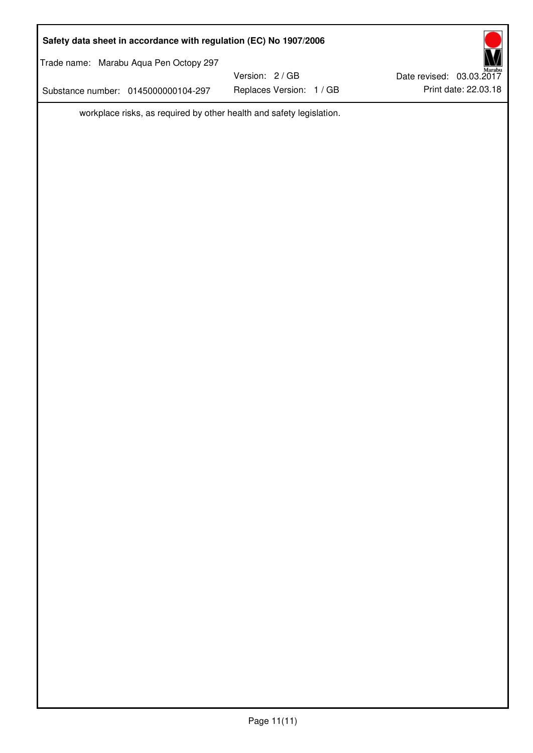workplace risks, as required by other health and safety legislation.